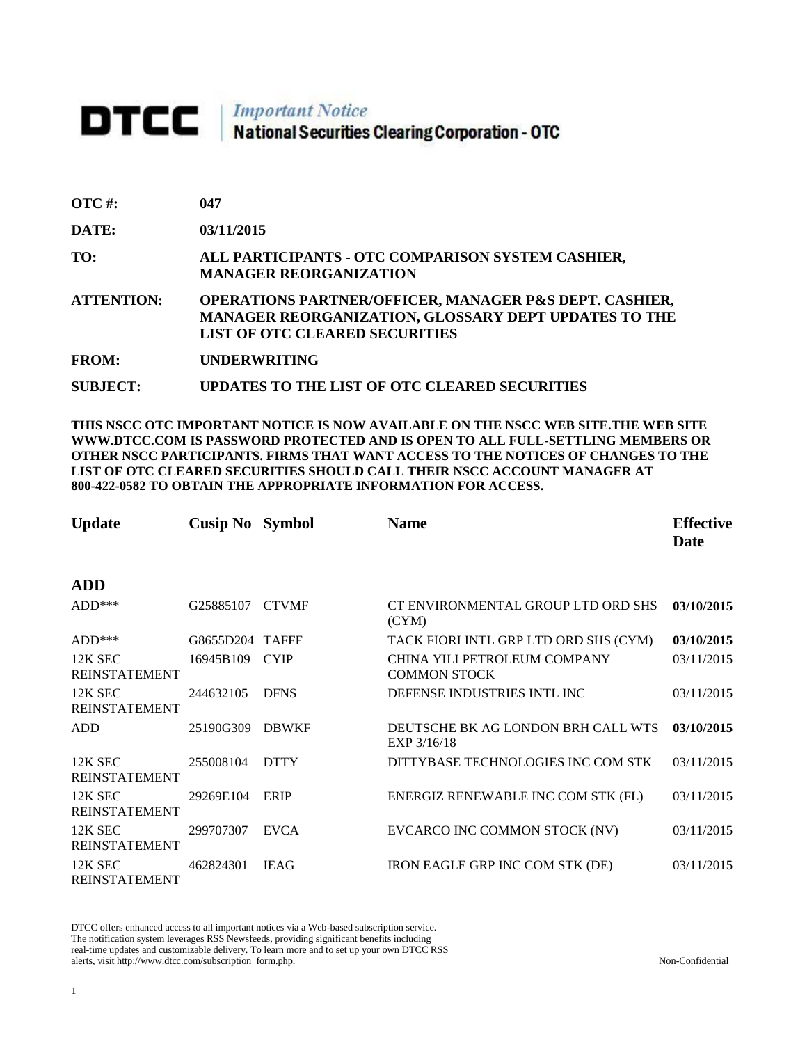# DTCC | *Important Notice* National Securities Clearing Corporation - OTC

**OTC #:** 047

**DATE:** 03/11/2015

**TO:** ALL PARTICIPANTS - OTC COMPARISON SYSTEM CASHIER, MANAGER REORGANIZATION

**ATTENTION:** OPERATIONS PARTNER/OFFICER, MANAGER P&S DEPT. CASHIER, MANAGER REORGANIZATION, GLOSSARY DEPT UPDATES TO THE LIST OF OTC CLEARED SECURITIES

**FROM:** UNDERWRITING

**SUBJECT:** UPDATES TO THE LIST OF OTC CLEARED SECURITIES

**THIS NSCC OTC IMPORTANT NOTICE IS NOW AVAILABLE ON THE NSCC WEB SITE.THE WEB SITE WWW.DTCC.COM IS PASSWORD PROTECTED AND IS OPEN TO ALL FULL-SETTLING MEMBERS OR OTHER NSCC PARTICIPANTS. FIRMS THAT WANT ACCESS TO THE NOTICES OF CHANGES TO THE LIST OF OTC CLEARED SECURITIES SHOULD CALL THEIR NSCC ACCOUNT MANAGER AT 800-422-0582 TO OBTAIN THE APPROPRIATE INFORMATION FOR ACCESS.**

| Update | Cusip No | Symbol | Name | Effective Date |
|---|---|---|---|---|
| **ADD** | | | | |
| ADD*** | G25885107 | CTVMF | CT ENVIRONMENTAL GROUP LTD ORD SHS (CYM) | **03/10/2015** |
| ADD*** | G8655D204 | TAFFF | TACK FIORI INTL GRP LTD ORD SHS (CYM) | **03/10/2015** |
| 12K SEC REINSTATEMENT | 16945B109 | CYIP | CHINA YILI PETROLEUM COMPANY COMMON STOCK | 03/11/2015 |
| 12K SEC REINSTATEMENT | 244632105 | DFNS | DEFENSE INDUSTRIES INTL INC | 03/11/2015 |
| ADD | 25190G309 | DBWKF | DEUTSCHE BK AG LONDON BRH CALL WTS EXP 3/16/18 | **03/10/2015** |
| 12K SEC REINSTATEMENT | 255008104 | DTTY | DITTYBASE TECHNOLOGIES INC COM STK | 03/11/2015 |
| 12K SEC REINSTATEMENT | 29269E104 | ERIP | ENERGIZ RENEWABLE INC COM STK (FL) | 03/11/2015 |
| 12K SEC REINSTATEMENT | 299707307 | EVCA | EVCARCO INC COMMON STOCK (NV) | 03/11/2015 |
| 12K SEC REINSTATEMENT | 462824301 | IEAG | IRON EAGLE GRP INC COM STK (DE) | 03/11/2015 |

DTCC offers enhanced access to all important notices via a Web-based subscription service. The notification system leverages RSS Newsfeeds, providing significant benefits including real-time updates and customizable delivery. To learn more and to set up your own DTCC RSS alerts, visit http://www.dtcc.com/subscription_form.php.

Non-Confidential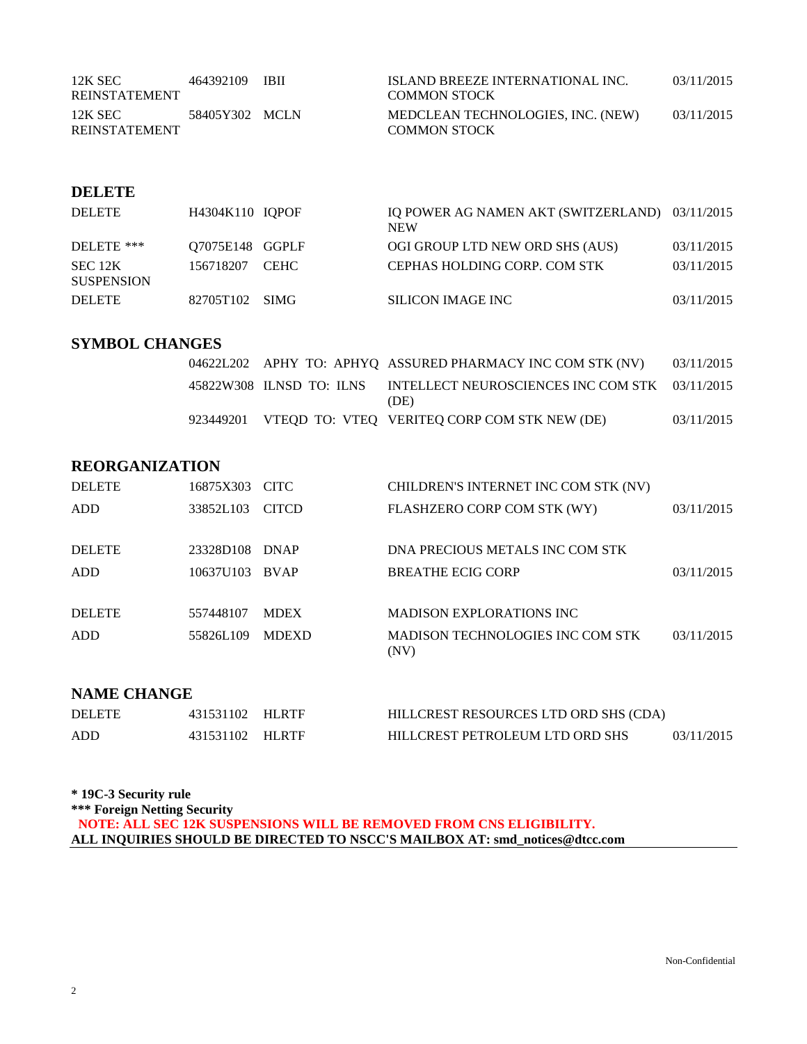| | | | | |
|---|---|---|---|---|
| 12K SEC REINSTATEMENT | 464392109 | IBII | ISLAND BREEZE INTERNATIONAL INC. COMMON STOCK | 03/11/2015 |
| 12K SEC REINSTATEMENT | 58405Y302 | MCLN | MEDCLEAN TECHNOLOGIES, INC. (NEW) COMMON STOCK | 03/11/2015 |

## DELETE

| | | | | |
|---|---|---|---|---|
| DELETE | H4304K110 | IQPOF | IQ POWER AG NAMEN AKT (SWITZERLAND) NEW | 03/11/2015 |
| DELETE *** | Q7075E148 | GGPLF | OGI GROUP LTD NEW ORD SHS (AUS) | 03/11/2015 |
| SEC 12K SUSPENSION | 156718207 | CEHC | CEPHAS HOLDING CORP. COM STK | 03/11/2015 |
| DELETE | 82705T102 | SIMG | SILICON IMAGE INC | 03/11/2015 |

## SYMBOL CHANGES

| | | | | |
|---|---|---|---|---|
| | 04622L202 | APHY TO: APHYQ | ASSURED PHARMACY INC COM STK (NV) | 03/11/2015 |
| | 45822W308 | ILNSD TO: ILNS | INTELLECT NEUROSCIENCES INC COM STK (DE) | 03/11/2015 |
| | 923449201 | VTEQD TO: VTEQ | VERITEQ CORP COM STK NEW (DE) | 03/11/2015 |

## REORGANIZATION

| | | | | |
|---|---|---|---|---|
| DELETE | 16875X303 | CITC | CHILDREN'S INTERNET INC COM STK (NV) | |
| ADD | 33852L103 | CITCD | FLASHZERO CORP COM STK (WY) | 03/11/2015 |
| DELETE | 23328D108 | DNAP | DNA PRECIOUS METALS INC COM STK | |
| ADD | 10637U103 | BVAP | BREATHE ECIG CORP | 03/11/2015 |
| DELETE | 557448107 | MDEX | MADISON EXPLORATIONS INC | |
| ADD | 55826L109 | MDEXD | MADISON TECHNOLOGIES INC COM STK (NV) | 03/11/2015 |

## NAME CHANGE

| | | | | |
|---|---|---|---|---|
| DELETE | 431531102 | HLRTF | HILLCREST RESOURCES LTD ORD SHS (CDA) | |
| ADD | 431531102 | HLRTF | HILLCREST PETROLEUM LTD ORD SHS | 03/11/2015 |

**\* 19C-3 Security rule**
**\*\*\* Foreign Netting Security**
**NOTE: ALL SEC 12K SUSPENSIONS WILL BE REMOVED FROM CNS ELIGIBILITY.**
**ALL INQUIRIES SHOULD BE DIRECTED TO NSCC'S MAILBOX AT: smd_notices@dtcc.com**

Non-Confidential